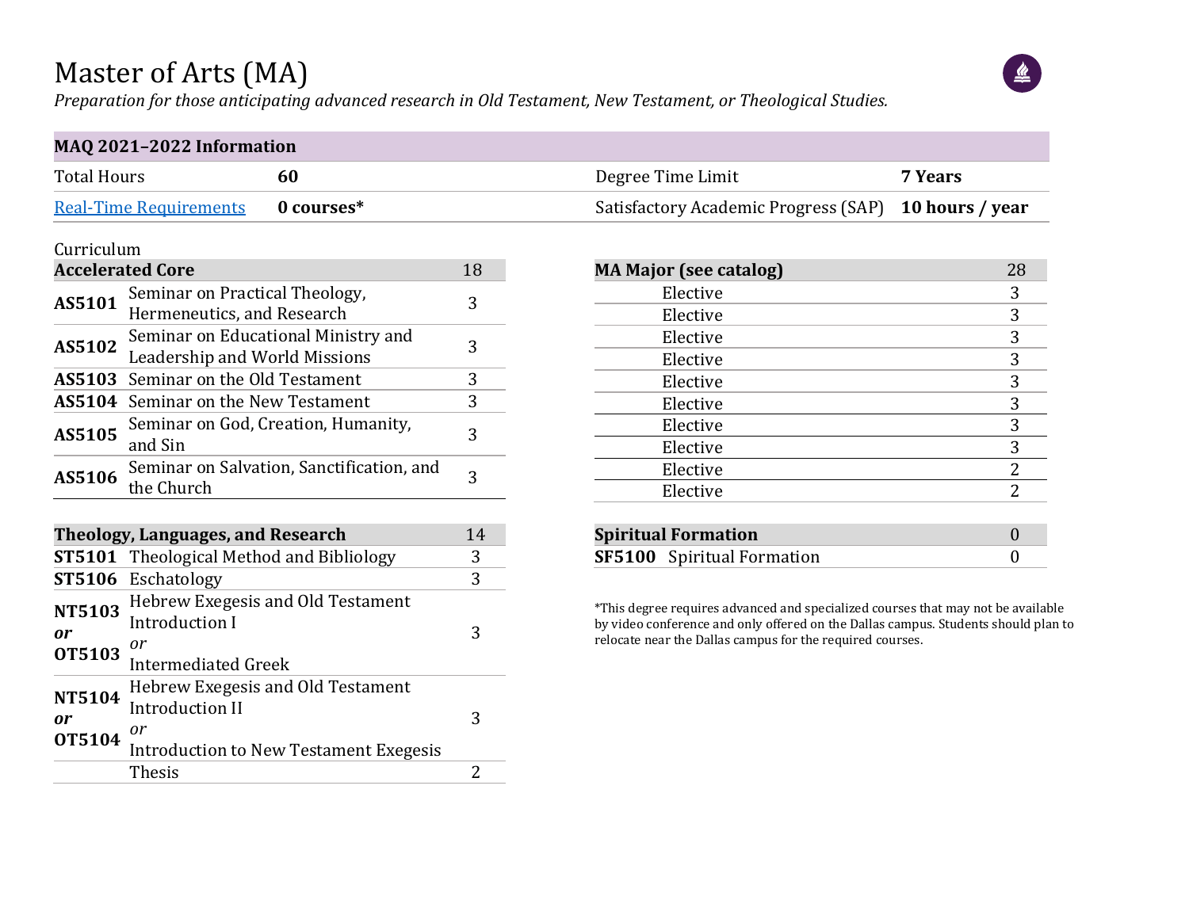# Master of Arts (MA)

*Preparation for those anticipating advanced research in Old Testament, New Testament, or Theological Studies.*

| MAQ 2021–2022 Information | | | |
|---|---|---|---|
| Total Hours | **60** | Degree Time Limit | **7 Years** |
| Real-Time Requirements | **0 courses*** | Satisfactory Academic Progress (SAP) | **10 hours / year** |

Curriculum

| **Accelerated Core** | | 18 |
|---|---|---|
| **AS5101** | Seminar on Practical Theology, Hermeneutics, and Research | 3 |
| **AS5102** | Seminar on Educational Ministry and Leadership and World Missions | 3 |
| **AS5103** | Seminar on the Old Testament | 3 |
| **AS5104** | Seminar on the New Testament | 3 |
| **AS5105** | Seminar on God, Creation, Humanity, and Sin | 3 |
| **AS5106** | Seminar on Salvation, Sanctification, and the Church | 3 |

| **Theology, Languages, and Research** | | 14 |
|---|---|---|
| **ST5101** | Theological Method and Bibliology | 3 |
| **ST5106** | Eschatology | 3 |
| **NT5103** *or* **OT5103** | Hebrew Exegesis and Old Testament Introduction I *or* Intermediated Greek | 3 |
| **NT5104** *or* **OT5104** | Hebrew Exegesis and Old Testament Introduction II *or* Introduction to New Testament Exegesis | 3 |
| | Thesis | 2 |

| **MA Major (see catalog)** | 28 |
|---|---|
| Elective | 3 |
| Elective | 3 |
| Elective | 3 |
| Elective | 3 |
| Elective | 3 |
| Elective | 3 |
| Elective | 3 |
| Elective | 3 |
| Elective | 2 |
| Elective | 2 |

| **Spiritual Formation** | | 0 |
|---|---|---|
| **SF5100** | Spiritual Formation | 0 |

*This degree requires advanced and specialized courses that may not be available by video conference and only offered on the Dallas campus. Students should plan to relocate near the Dallas campus for the required courses.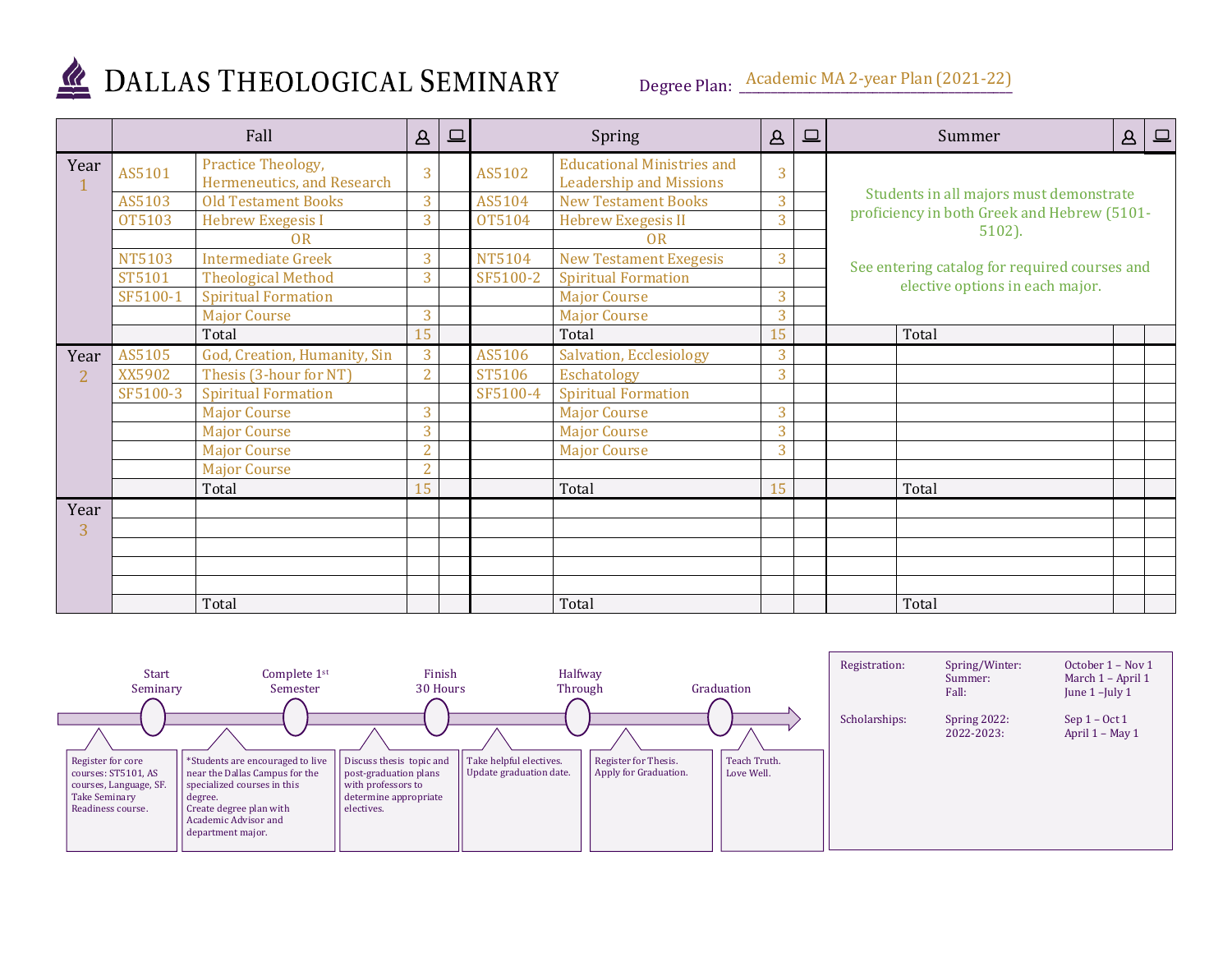# DALLAS THEOLOGICAL SEMINARY

Degree Plan: Academic MA 2-year Plan (2021-22)

| | Fall | | In-person | Online | Spring | | In-person | Online | Summer | | In-person | Online |
|---|---|---|---|---|---|---|---|---|---|---|---|---|
| **Year 1** | AS5101 | Practice Theology, Hermeneutics, and Research | 3 | | AS5102 | Educational Ministries and Leadership and Missions | 3 | | Students in all majors must demonstrate proficiency in both Greek and Hebrew (5101-5102). See entering catalog for required courses and elective options in each major. | | | |
| | AS5103 | Old Testament Books | 3 | | AS5104 | New Testament Books | 3 | | | | | |
| | OT5103 | Hebrew Exegesis I | 3 | | OT5104 | Hebrew Exegesis II | 3 | | | | | |
| | | OR | | | | OR | | | | | | |
| | NT5103 | Intermediate Greek | 3 | | NT5104 | New Testament Exegesis | 3 | | | | | |
| | ST5101 | Theological Method | 3 | | SF5100-2 | Spiritual Formation | | | | | | |
| | SF5100-1 | Spiritual Formation | | | | Major Course | 3 | | | | | |
| | | Major Course | 3 | | | Major Course | 3 | | | | | |
| | | Total | 15 | | | Total | 15 | | | Total | | |
| **Year 2** | AS5105 | God, Creation, Humanity, Sin | 3 | | AS5106 | Salvation, Ecclesiology | 3 | | | | | |
| | XX5902 | Thesis (3-hour for NT) | 2 | | ST5106 | Eschatology | 3 | | | | | |
| | SF5100-3 | Spiritual Formation | | | SF5100-4 | Spiritual Formation | | | | | | |
| | | Major Course | 3 | | | Major Course | 3 | | | | | |
| | | Major Course | 3 | | | Major Course | 3 | | | | | |
| | | Major Course | 2 | | | Major Course | 3 | | | | | |
| | | Major Course | 2 | | | | | | | | | |
| | | Total | 15 | | | Total | 15 | | | Total | | |
| **Year 3** | | | | | | | | | | | | |
| | | | | | | | | | | | | |
| | | | | | | | | | | | | |
| | | | | | | | | | | | | |
| | | | | | | | | | | | | |
| | | Total | | | | Total | | | | Total | | |

**Timeline:**

- **Start Seminary** — Register for core courses: ST5101, AS courses, Language, SF. Take Seminary Readiness course.
- **Complete 1st Semester** — *Students are encouraged to live near the Dallas Campus for the specialized courses in this degree. Create degree plan with Academic Advisor and department major.
- **Finish 30 Hours** — Discuss thesis topic and post-graduation plans with professors to determine appropriate electives.
- **Halfway Through** — Take helpful electives. Update graduation date.
- **Graduation** — Register for Thesis. Apply for Graduation.
- Teach Truth. Love Well.

| | | |
|---|---|---|
| Registration: | Spring/Winter: | October 1 – Nov 1 |
| | Summer: | March 1 – April 1 |
| | Fall: | June 1 –July 1 |
| Scholarships: | Spring 2022: | Sep 1 – Oct 1 |
| | 2022-2023: | April 1 – May 1 |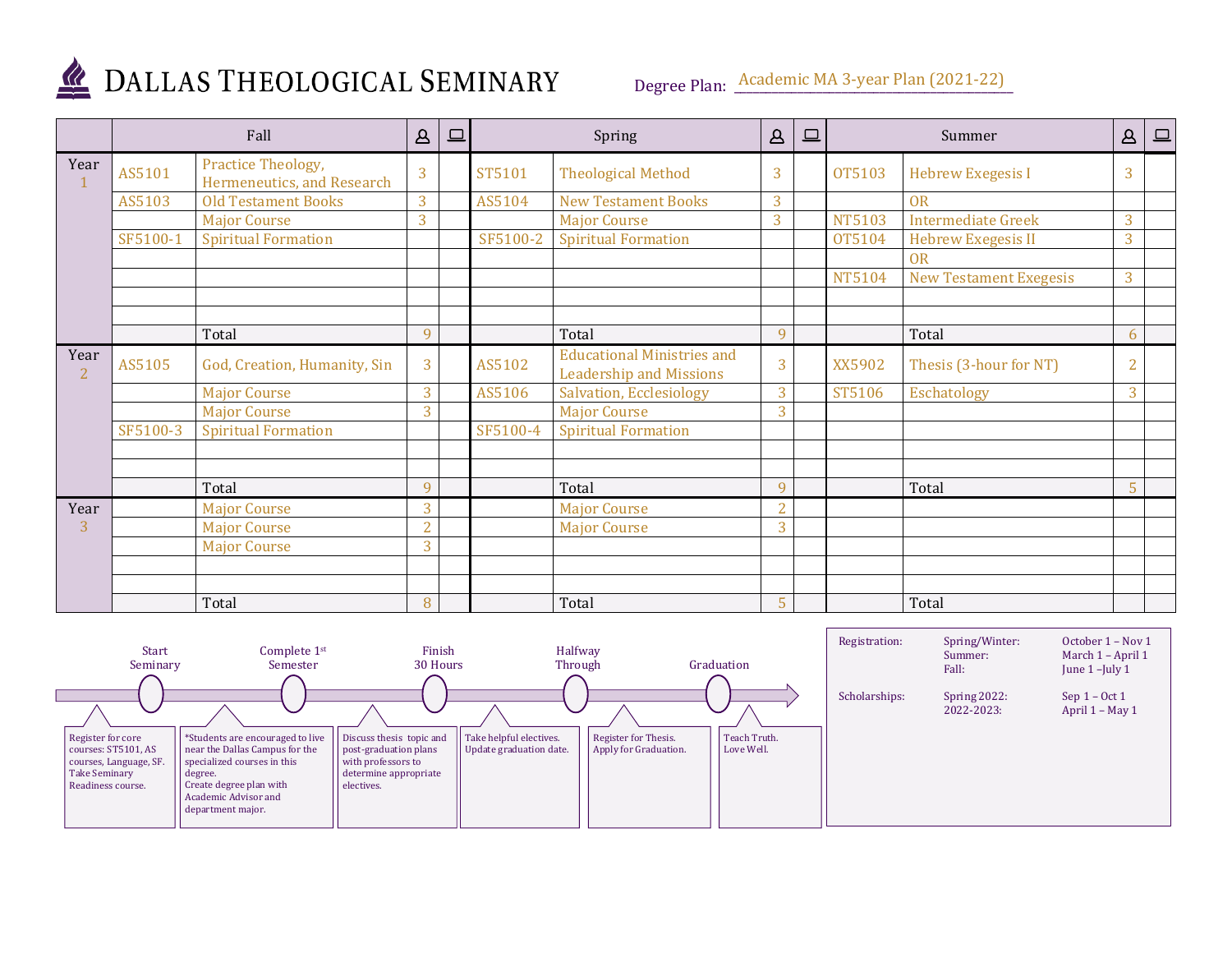# Dallas Theological Seminary

Degree Plan: Academic MA 3-year Plan (2021-22)

| | Fall | | 👤 | 💻 | Spring | | 👤 | 💻 | Summer | | 👤 | 💻 |
|---|---|---|---|---|---|---|---|---|---|---|---|---|
| Year 1 | AS5101 | Practice Theology, Hermeneutics, and Research | 3 | | ST5101 | Theological Method | 3 | | OT5103 | Hebrew Exegesis I | 3 | |
| | AS5103 | Old Testament Books | 3 | | AS5104 | New Testament Books | 3 | | | OR | | |
| | | Major Course | 3 | | | Major Course | 3 | | NT5103 | Intermediate Greek | 3 | |
| | SF5100-1 | Spiritual Formation | | | SF5100-2 | Spiritual Formation | | | OT5104 | Hebrew Exegesis II | 3 | |
| | | | | | | | | | | OR | | |
| | | | | | | | | | NT5104 | New Testament Exegesis | 3 | |
| | | Total | 9 | | | Total | 9 | | | Total | 6 | |
| Year 2 | AS5105 | God, Creation, Humanity, Sin | 3 | | AS5102 | Educational Ministries and Leadership and Missions | 3 | | XX5902 | Thesis (3-hour for NT) | 2 | |
| | | Major Course | 3 | | AS5106 | Salvation, Ecclesiology | 3 | | ST5106 | Eschatology | 3 | |
| | | Major Course | 3 | | | Major Course | 3 | | | | | |
| | SF5100-3 | Spiritual Formation | | | SF5100-4 | Spiritual Formation | | | | | | |
| | | Total | 9 | | | Total | 9 | | | Total | 5 | |
| Year 3 | | Major Course | 3 | | | Major Course | 2 | | | | | |
| | | Major Course | 2 | | | Major Course | 3 | | | | | |
| | | Major Course | 3 | | | | | | | | | |
| | | Total | 8 | | | Total | 5 | | | Total | | |

**Start Seminary:** Register for core courses: ST5101, AS courses, Language, SF. Take Seminary Readiness course.

**Complete 1st Semester:** *Students are encouraged to live near the Dallas Campus for the specialized courses in this degree. Create degree plan with Academic Advisor and department major.

**Finish 30 Hours:** Discuss thesis topic and post-graduation plans with professors to determine appropriate electives.

**Halfway Through:** Take helpful electives. Update graduation date.

**Graduation:** Register for Thesis. Apply for Graduation.

Teach Truth. Love Well.

| | | |
|---|---|---|
| Registration: | Spring/Winter: | October 1 – Nov 1 |
| | Summer: | March 1 – April 1 |
| | Fall: | June 1 –July 1 |
| Scholarships: | Spring 2022: | Sep 1 – Oct 1 |
| | 2022-2023: | April 1 – May 1 |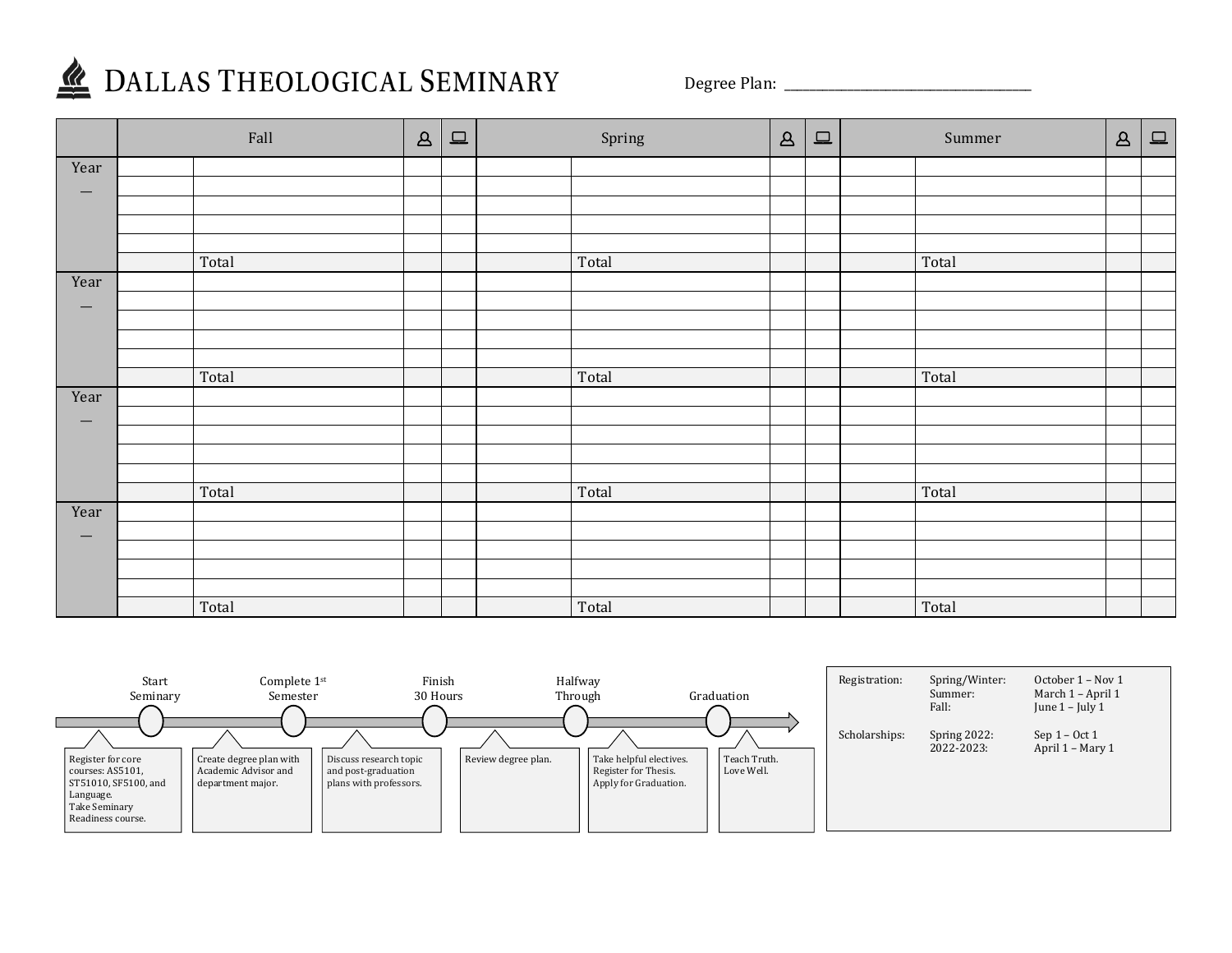# Dallas Theological Seminary

Degree Plan: ______________________________

| | Fall | | 👤 | 💻 | Spring | | 👤 | 💻 | Summer | | 👤 | 💻 |
|---|---|---|---|---|---|---|---|---|---|---|---|---|
| Year __ | | | | | | | | | | | | |
| | | | | | | | | | | | | |
| | | | | | | | | | | | | |
| | | | | | | | | | | | | |
| | | | | | | | | | | | | |
| | | Total | | | | Total | | | | Total | | |
| Year __ | | | | | | | | | | | | |
| | | | | | | | | | | | | |
| | | | | | | | | | | | | |
| | | | | | | | | | | | | |
| | | | | | | | | | | | | |
| | | Total | | | | Total | | | | Total | | |
| Year __ | | | | | | | | | | | | |
| | | | | | | | | | | | | |
| | | | | | | | | | | | | |
| | | | | | | | | | | | | |
| | | | | | | | | | | | | |
| | | Total | | | | Total | | | | Total | | |
| Year __ | | | | | | | | | | | | |
| | | | | | | | | | | | | |
| | | | | | | | | | | | | |
| | | | | | | | | | | | | |
| | | | | | | | | | | | | |
| | | Total | | | | Total | | | | Total | | |

Start Seminary — Complete 1st Semester — Finish 30 Hours — Halfway Through — Graduation

- Register for core courses: AS5101, ST51010, SF5100, and Language. Take Seminary Readiness course.
- Create degree plan with Academic Advisor and department major.
- Discuss research topic and post-graduation plans with professors.
- Review degree plan.
- Take helpful electives. Register for Thesis. Apply for Graduation.
- Teach Truth. Love Well.

| | | |
|---|---|---|
| Registration: | Spring/Winter: | October 1 – Nov 1 |
| | Summer: | March 1 – April 1 |
| | Fall: | June 1 – July 1 |
| Scholarships: | Spring 2022: | Sep 1 – Oct 1 |
| | 2022-2023: | April 1 – Mary 1 |